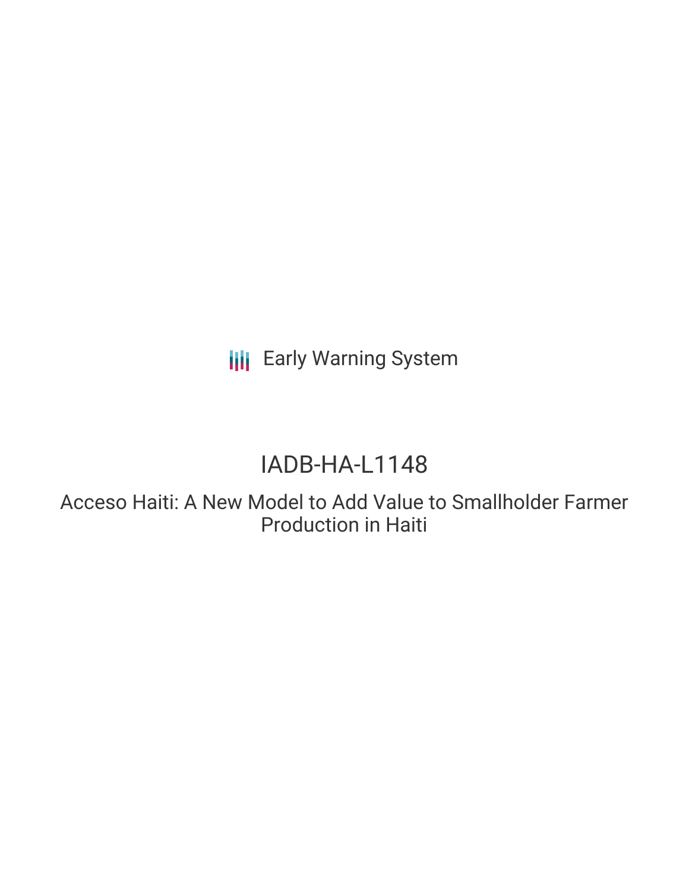Early Warning System

# IADB-HA-L1148

## Acceso Haiti: A New Model to Add Value to Smallholder Farmer Production in Haiti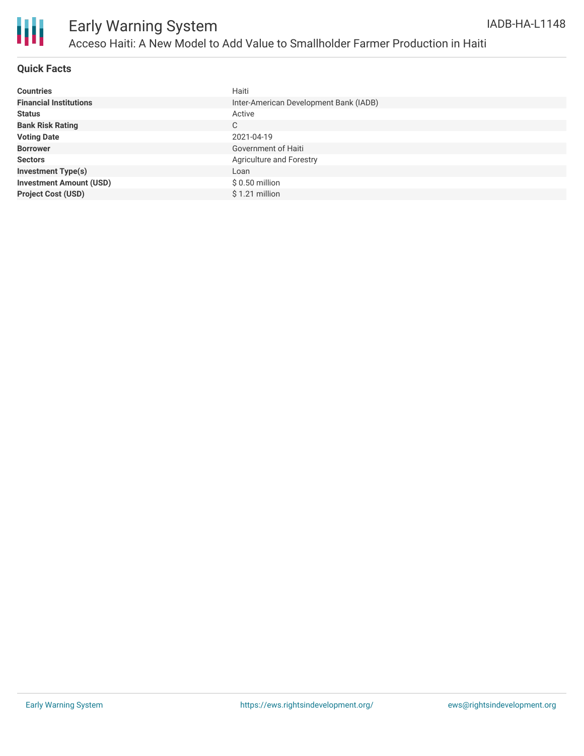# Early Warning System

## Acceso Haiti: A New Model to Add Value to Smallholder Farmer Production in Haiti

IADB-HA-L1148

### Quick Facts

| | |
|---|---|
| **Countries** | Haiti |
| **Financial Institutions** | Inter-American Development Bank (IADB) |
| **Status** | Active |
| **Bank Risk Rating** | C |
| **Voting Date** | 2021-04-19 |
| **Borrower** | Government of Haiti |
| **Sectors** | Agriculture and Forestry |
| **Investment Type(s)** | Loan |
| **Investment Amount (USD)** | $ 0.50 million |
| **Project Cost (USD)** | $ 1.21 million |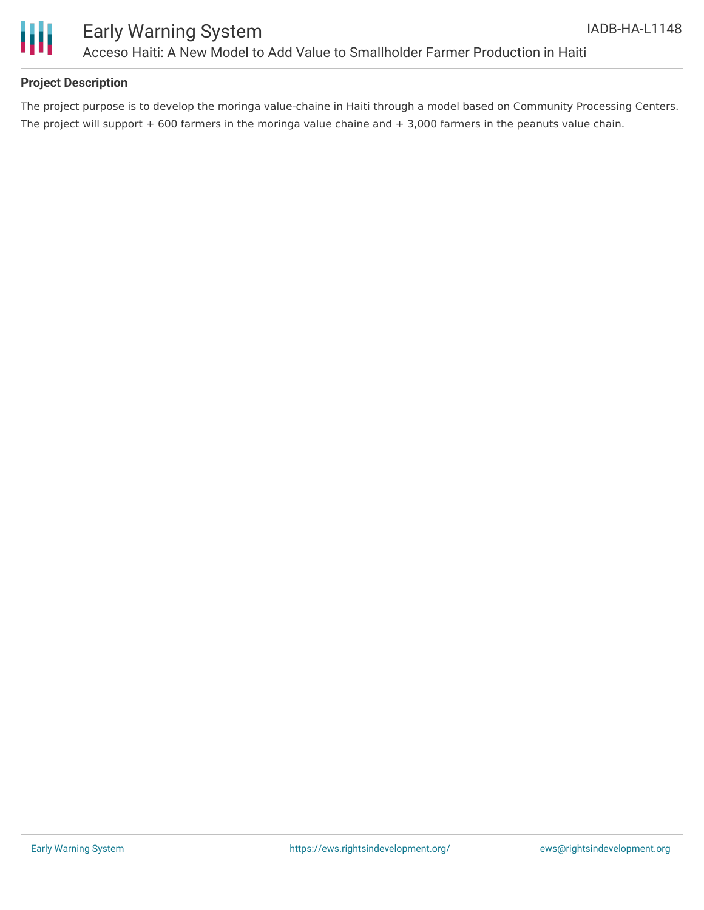## Project Description

The project purpose is to develop the moringa value-chaine in Haiti through a model based on Community Processing Centers. The project will support + 600 farmers in the moringa value chaine and + 3,000 farmers in the peanuts value chain.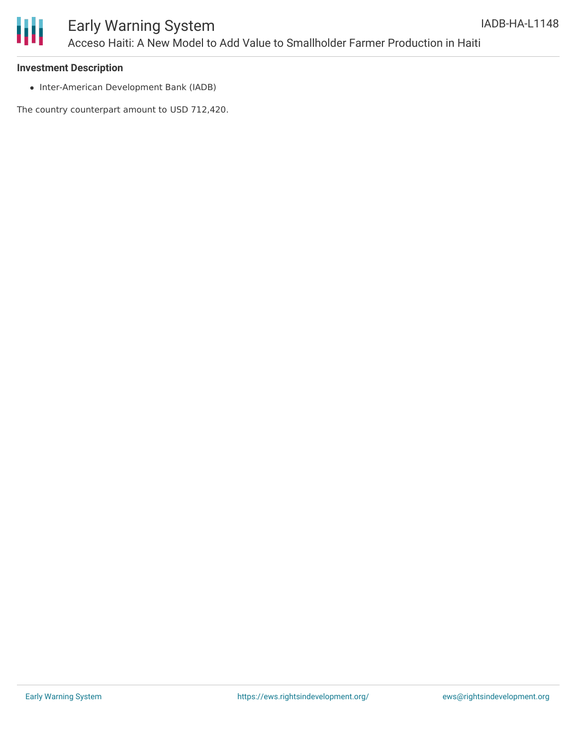**Investment Description**

- Inter-American Development Bank (IADB)

The country counterpart amount to USD 712,420.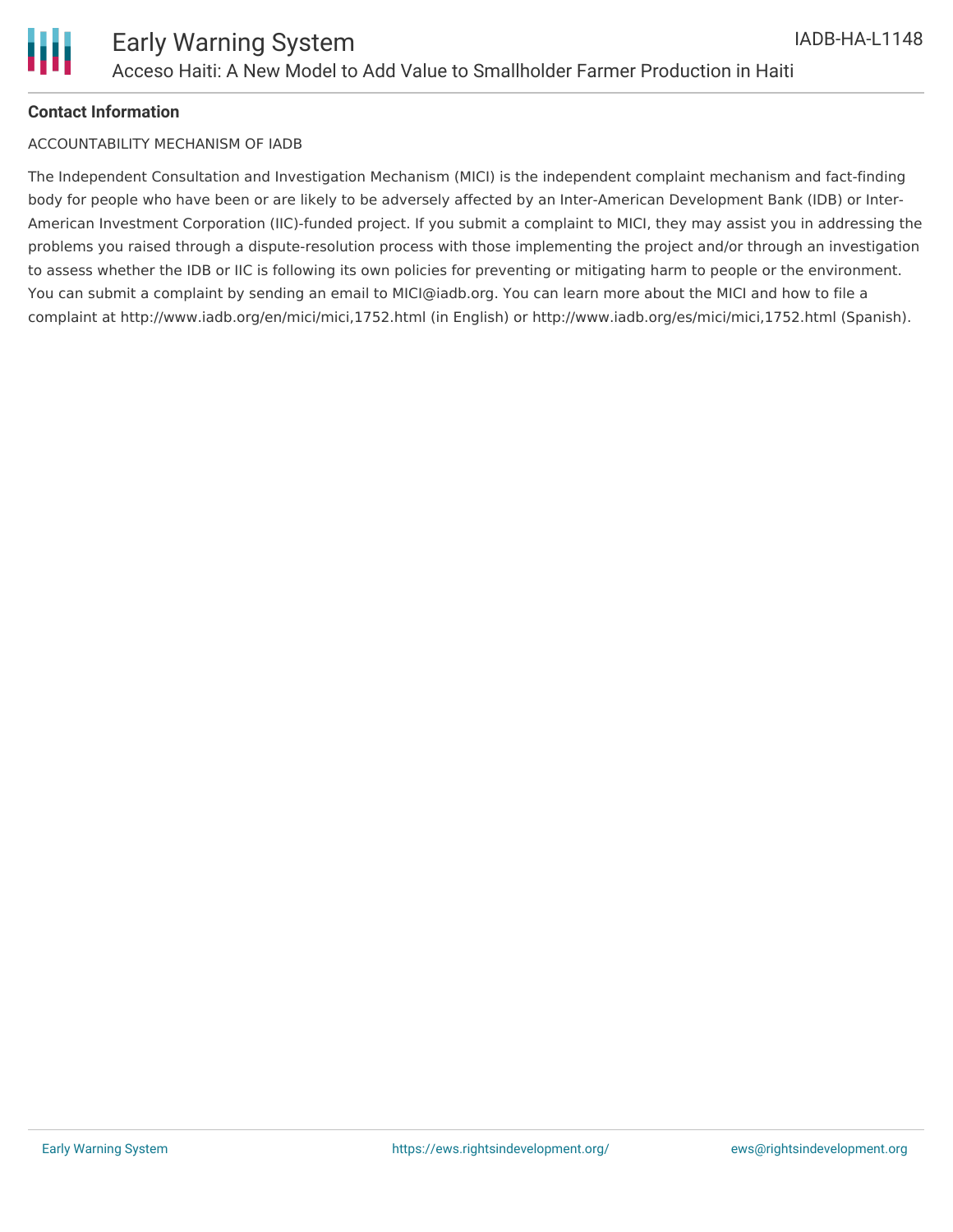**Contact Information**

ACCOUNTABILITY MECHANISM OF IADB

The Independent Consultation and Investigation Mechanism (MICI) is the independent complaint mechanism and fact-finding body for people who have been or are likely to be adversely affected by an Inter-American Development Bank (IDB) or Inter-American Investment Corporation (IIC)-funded project. If you submit a complaint to MICI, they may assist you in addressing the problems you raised through a dispute-resolution process with those implementing the project and/or through an investigation to assess whether the IDB or IIC is following its own policies for preventing or mitigating harm to people or the environment. You can submit a complaint by sending an email to MICI@iadb.org. You can learn more about the MICI and how to file a complaint at http://www.iadb.org/en/mici/mici,1752.html (in English) or http://www.iadb.org/es/mici/mici,1752.html (Spanish).